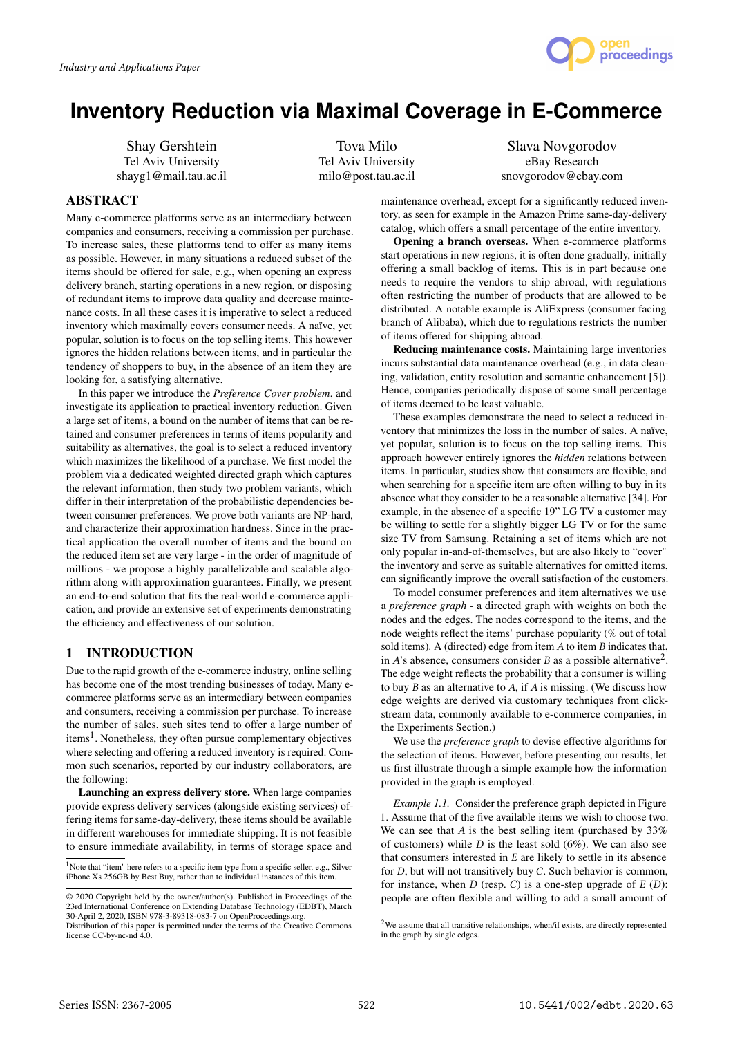Industry and Applications Paper

# Inventory Reduction via Maximal Coverage in E-Commerce

Shay Gershtein
Tel Aviv University
shayg1@mail.tau.ac.il

Tova Milo
Tel Aviv University
milo@post.tau.ac.il

Slava Novgorodov
eBay Research
snovgorodov@ebay.com

## ABSTRACT

Many e-commerce platforms serve as an intermediary between companies and consumers, receiving a commission per purchase. To increase sales, these platforms tend to offer as many items as possible. However, in many situations a reduced subset of the items should be offered for sale, e.g., when opening an express delivery branch, starting operations in a new region, or disposing of redundant items to improve data quality and decrease maintenance costs. In all these cases it is imperative to select a reduced inventory which maximally covers consumer needs. A naïve, yet popular, solution is to focus on the top selling items. This however ignores the hidden relations between items, and in particular the tendency of shoppers to buy, in the absence of an item they are looking for, a satisfying alternative.

In this paper we introduce the *Preference Cover problem*, and investigate its application to practical inventory reduction. Given a large set of items, a bound on the number of items that can be retained and consumer preferences in terms of items popularity and suitability as alternatives, the goal is to select a reduced inventory which maximizes the likelihood of a purchase. We first model the problem via a dedicated weighted directed graph which captures the relevant information, then study two problem variants, which differ in their interpretation of the probabilistic dependencies between consumer preferences. We prove both variants are NP-hard, and characterize their approximation hardness. Since in the practical application the overall number of items and the bound on the reduced item set are very large - in the order of magnitude of millions - we propose a highly parallelizable and scalable algorithm along with approximation guarantees. Finally, we present an end-to-end solution that fits the real-world e-commerce application, and provide an extensive set of experiments demonstrating the efficiency and effectiveness of our solution.

## 1 INTRODUCTION

Due to the rapid growth of the e-commerce industry, online selling has become one of the most trending businesses of today. Many e-commerce platforms serve as an intermediary between companies and consumers, receiving a commission per purchase. To increase the number of sales, such sites tend to offer a large number of items[1]. Nonetheless, they often pursue complementary objectives where selecting and offering a reduced inventory is required. Common such scenarios, reported by our industry collaborators, are the following:

**Launching an express delivery store.** When large companies provide express delivery services (alongside existing services) offering items for same-day-delivery, these items should be available in different warehouses for immediate shipping. It is not feasible to ensure immediate availability, in terms of storage space and maintenance overhead, except for a significantly reduced inventory, as seen for example in the Amazon Prime same-day-delivery catalog, which offers a small percentage of the entire inventory.

**Opening a branch overseas.** When e-commerce platforms start operations in new regions, it is often done gradually, initially offering a small backlog of items. This is in part because one needs to require the vendors to ship abroad, with regulations often restricting the number of products that are allowed to be distributed. A notable example is AliExpress (consumer facing branch of Alibaba), which due to regulations restricts the number of items offered for shipping abroad.

**Reducing maintenance costs.** Maintaining large inventories incurs substantial data maintenance overhead (e.g., in data cleaning, validation, entity resolution and semantic enhancement [5]). Hence, companies periodically dispose of some small percentage of items deemed to be least valuable.

These examples demonstrate the need to select a reduced inventory that minimizes the loss in the number of sales. A naïve, yet popular, solution is to focus on the top selling items. This approach however entirely ignores the *hidden* relations between items. In particular, studies show that consumers are flexible, and when searching for a specific item are often willing to buy in its absence what they consider to be a reasonable alternative [34]. For example, in the absence of a specific 19" LG TV a customer may be willing to settle for a slightly bigger LG TV or for the same size TV from Samsung. Retaining a set of items which are not only popular in-and-of-themselves, but are also likely to "cover" the inventory and serve as suitable alternatives for omitted items, can significantly improve the overall satisfaction of the customers.

To model consumer preferences and item alternatives we use a *preference graph* - a directed graph with weights on both the nodes and the edges. The nodes correspond to the items, and the node weights reflect the items' purchase popularity (% out of total sold items). A (directed) edge from item $A$ to item $B$ indicates that, in $A$'s absence, consumers consider $B$ as a possible alternative[2]. The edge weight reflects the probability that a consumer is willing to buy $B$ as an alternative to $A$, if $A$ is missing. (We discuss how edge weights are derived via customary techniques from click-stream data, commonly available to e-commerce companies, in the Experiments Section.)

We use the *preference graph* to devise effective algorithms for the selection of items. However, before presenting our results, let us first illustrate through a simple example how the information provided in the graph is employed.

*Example 1.1.* Consider the preference graph depicted in Figure 1. Assume that of the five available items we wish to choose two. We can see that $A$ is the best selling item (purchased by 33% of customers) while $D$ is the least sold (6%). We can also see that consumers interested in $E$ are likely to settle in its absence for $D$, but will not transitively buy $C$. Such behavior is common, for instance, when $D$ (resp. $C$) is a one-step upgrade of $E$ ($D$): people are often flexible and willing to add a small amount of

[1] Note that "item" here refers to a specific item type from a specific seller, e.g., Silver iPhone Xs 256GB by Best Buy, rather than to individual instances of this item.

[2] We assume that all transitive relationships, when/if exists, are directly represented in the graph by single edges.

© 2020 Copyright held by the owner/author(s). Published in Proceedings of the 23rd International Conference on Extending Database Technology (EDBT), March 30-April 2, 2020, ISBN 978-3-89318-083-7 on OpenProceedings.org.
Distribution of this paper is permitted under the terms of the Creative Commons license CC-by-nc-nd 4.0.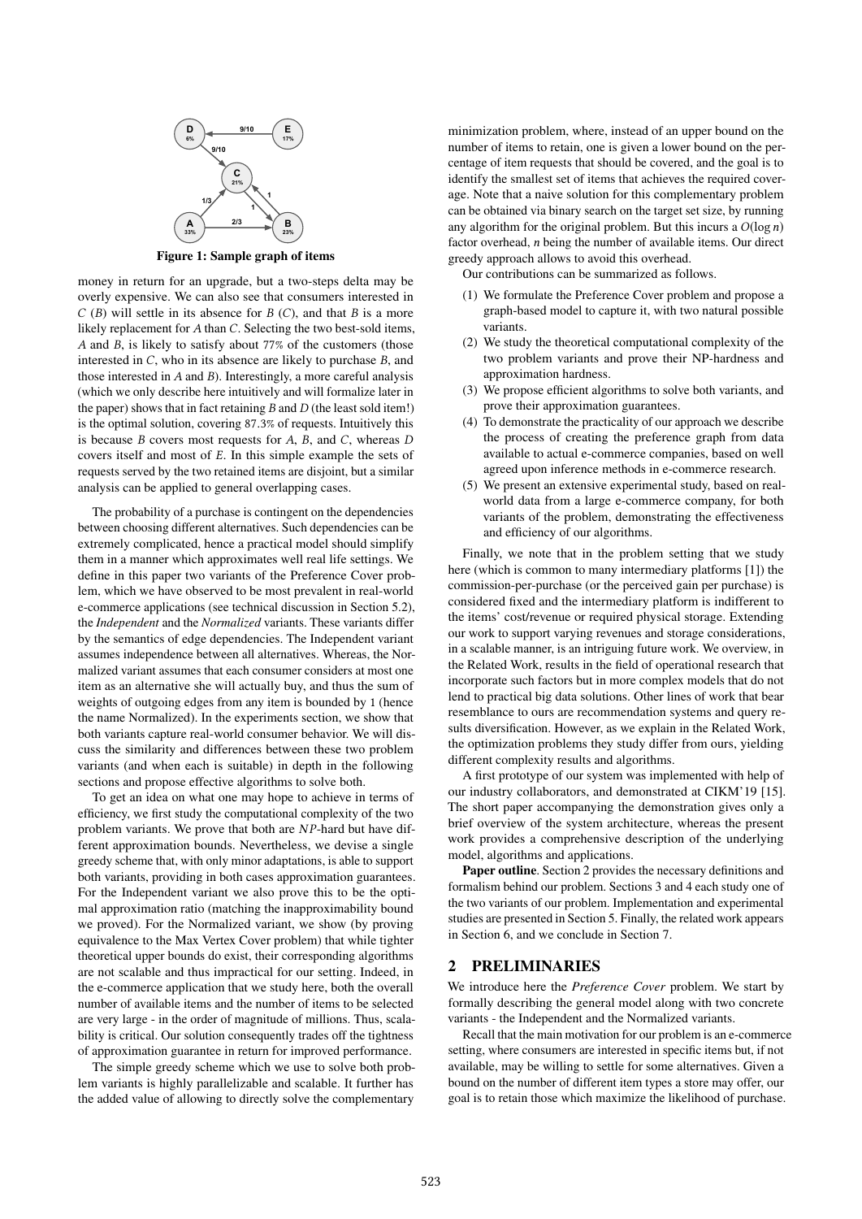Figure 1: Sample graph of items

money in return for an upgrade, but a two-steps delta may be overly expensive. We can also see that consumers interested in $C$ ($B$) will settle in its absence for $B$ ($C$), and that $B$ is a more likely replacement for $A$ than $C$. Selecting the two best-sold items, $A$ and $B$, is likely to satisfy about 77% of the customers (those interested in $C$, who in its absence are likely to purchase $B$, and those interested in $A$ and $B$). Interestingly, a more careful analysis (which we only describe here intuitively and will formalize later in the paper) shows that in fact retaining $B$ and $D$ (the least sold item!) is the optimal solution, covering 87.3% of requests. Intuitively this is because $B$ covers most requests for $A$, $B$, and $C$, whereas $D$ covers itself and most of $E$. In this simple example the sets of requests served by the two retained items are disjoint, but a similar analysis can be applied to general overlapping cases.

The probability of a purchase is contingent on the dependencies between choosing different alternatives. Such dependencies can be extremely complicated, hence a practical model should simplify them in a manner which approximates well real life settings. We define in this paper two variants of the Preference Cover problem, which we have observed to be most prevalent in real-world e-commerce applications (see technical discussion in Section 5.2), the *Independent* and the *Normalized* variants. These variants differ by the semantics of edge dependencies. The Independent variant assumes independence between all alternatives. Whereas, the Normalized variant assumes that each consumer considers at most one item as an alternative she will actually buy, and thus the sum of weights of outgoing edges from any item is bounded by 1 (hence the name Normalized). In the experiments section, we show that both variants capture real-world consumer behavior. We will discuss the similarity and differences between these two problem variants (and when each is suitable) in depth in the following sections and propose effective algorithms to solve both.

To get an idea on what one may hope to achieve in terms of efficiency, we first study the computational complexity of the two problem variants. We prove that both are $NP$-hard but have different approximation bounds. Nevertheless, we devise a single greedy scheme that, with only minor adaptations, is able to support both variants, providing in both cases approximation guarantees. For the Independent variant we also prove this to be the optimal approximation ratio (matching the inapproximability bound we proved). For the Normalized variant, we show (by proving equivalence to the Max Vertex Cover problem) that while tighter theoretical upper bounds do exist, their corresponding algorithms are not scalable and thus impractical for our setting. Indeed, in the e-commerce application that we study here, both the overall number of available items and the number of items to be selected are very large - in the order of magnitude of millions. Thus, scalability is critical. Our solution consequently trades off the tightness of approximation guarantee in return for improved performance.

The simple greedy scheme which we use to solve both problem variants is highly parallelizable and scalable. It further has the added value of allowing to directly solve the complementary minimization problem, where, instead of an upper bound on the number of items to retain, one is given a lower bound on the percentage of item requests that should be covered, and the goal is to identify the smallest set of items that achieves the required coverage. Note that a naive solution for this complementary problem can be obtained via binary search on the target set size, by running any algorithm for the original problem. But this incurs a $O(\log n)$ factor overhead, $n$ being the number of available items. Our direct greedy approach allows to avoid this overhead.

Our contributions can be summarized as follows.

(1) We formulate the Preference Cover problem and propose a graph-based model to capture it, with two natural possible variants.
(2) We study the theoretical computational complexity of the two problem variants and prove their NP-hardness and approximation hardness.
(3) We propose efficient algorithms to solve both variants, and prove their approximation guarantees.
(4) To demonstrate the practicality of our approach we describe the process of creating the preference graph from data available to actual e-commerce companies, based on well agreed upon inference methods in e-commerce research.
(5) We present an extensive experimental study, based on real-world data from a large e-commerce company, for both variants of the problem, demonstrating the effectiveness and efficiency of our algorithms.

Finally, we note that in the problem setting that we study here (which is common to many intermediary platforms [1]) the commission-per-purchase (or the perceived gain per purchase) is considered fixed and the intermediary platform is indifferent to the items' cost/revenue or required physical storage. Extending our work to support varying revenues and storage considerations, in a scalable manner, is an intriguing future work. We overview, in the Related Work, results in the field of operational research that incorporate such factors but in more complex models that do not lend to practical big data solutions. Other lines of work that bear resemblance to ours are recommendation systems and query results diversification. However, as we explain in the Related Work, the optimization problems they study differ from ours, yielding different complexity results and algorithms.

A first prototype of our system was implemented with help of our industry collaborators, and demonstrated at CIKM'19 [15]. The short paper accompanying the demonstration gives only a brief overview of the system architecture, whereas the present work provides a comprehensive description of the underlying model, algorithms and applications.

**Paper outline**. Section 2 provides the necessary definitions and formalism behind our problem. Sections 3 and 4 each study one of the two variants of our problem. Implementation and experimental studies are presented in Section 5. Finally, the related work appears in Section 6, and we conclude in Section 7.

## 2 PRELIMINARIES

We introduce here the *Preference Cover* problem. We start by formally describing the general model along with two concrete variants - the Independent and the Normalized variants.

Recall that the main motivation for our problem is an e-commerce setting, where consumers are interested in specific items but, if not available, may be willing to settle for some alternatives. Given a bound on the number of different item types a store may offer, our goal is to retain those which maximize the likelihood of purchase.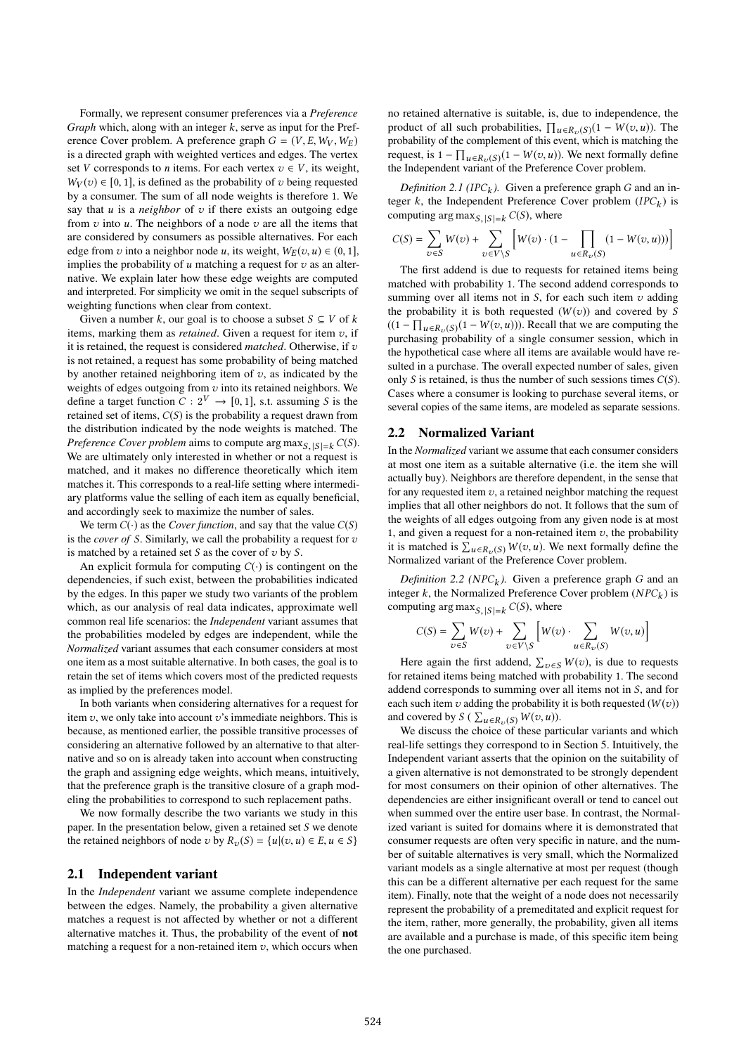Formally, we represent consumer preferences via a *Preference Graph* which, along with an integer $k$, serve as input for the Preference Cover problem. A preference graph $G = (V, E, W_V, W_E)$ is a directed graph with weighted vertices and edges. The vertex set $V$ corresponds to $n$ items. For each vertex $v \in V$, its weight, $W_V(v) \in [0, 1]$, is defined as the probability of $v$ being requested by a consumer. The sum of all node weights is therefore 1. We say that $u$ is a *neighbor* of $v$ if there exists an outgoing edge from $v$ into $u$. The neighbors of a node $v$ are all the items that are considered by consumers as possible alternatives. For each edge from $v$ into a neighbor node $u$, its weight, $W_E(v, u) \in (0, 1]$, implies the probability of $u$ matching a request for $v$ as an alternative. We explain later how these edge weights are computed and interpreted. For simplicity we omit in the sequel subscripts of weighting functions when clear from context.

Given a number $k$, our goal is to choose a subset $S \subseteq V$ of $k$ items, marking them as *retained*. Given a request for item $v$, if it is retained, the request is considered *matched*. Otherwise, if $v$ is not retained, a request has some probability of being matched by another retained neighboring item of $v$, as indicated by the weights of edges outgoing from $v$ into its retained neighbors. We define a target function $C : 2^V \to [0, 1]$, s.t. assuming $S$ is the retained set of items, $C(S)$ is the probability a request drawn from the distribution indicated by the node weights is matched. The *Preference Cover problem* aims to compute $\arg\max_{S, |S|=k} C(S)$. We are ultimately only interested in whether or not a request is matched, and it makes no difference theoretically which item matches it. This corresponds to a real-life setting where intermediary platforms value the selling of each item as equally beneficial, and accordingly seek to maximize the number of sales.

We term $C(\cdot)$ as the *Cover function*, and say that the value $C(S)$ is the *cover of* $S$. Similarly, we call the probability a request for $v$ is matched by a retained set $S$ as the cover of $v$ by $S$.

An explicit formula for computing $C(\cdot)$ is contingent on the dependencies, if such exist, between the probabilities indicated by the edges. In this paper we study two variants of the problem which, as our analysis of real data indicates, approximate well common real life scenarios: the *Independent* variant assumes that the probabilities modeled by edges are independent, while the *Normalized* variant assumes that each consumer considers at most one item as a most suitable alternative. In both cases, the goal is to retain the set of items which covers most of the predicted requests as implied by the preferences model.

In both variants when considering alternatives for a request for item $v$, we only take into account $v$'s immediate neighbors. This is because, as mentioned earlier, the possible transitive processes of considering an alternative followed by an alternative to that alternative and so on is already taken into account when constructing the graph and assigning edge weights, which means, intuitively, that the preference graph is the transitive closure of a graph modeling the probabilities to correspond to such replacement paths.

We now formally describe the two variants we study in this paper. In the presentation below, given a retained set $S$ we denote the retained neighbors of node $v$ by $R_v(S) = \{u | (v, u) \in E, u \in S\}$

## 2.1 Independent variant

In the *Independent* variant we assume complete independence between the edges. Namely, the probability a given alternative matches a request is not affected by whether or not a different alternative matches it. Thus, the probability of the event of **not** matching a request for a non-retained item $v$, which occurs when no retained alternative is suitable, is, due to independence, the product of all such probabilities, $\prod_{u \in R_v(S)}(1 - W(v, u))$. The probability of the complement of this event, which is matching the request, is $1 - \prod_{u \in R_v(S)}(1 - W(v, u))$. We next formally define the Independent variant of the Preference Cover problem.

*Definition 2.1 ($IPC_k$).* Given a preference graph $G$ and an integer $k$, the Independent Preference Cover problem ($IPC_k$) is computing $\arg\max_{S, |S|=k} C(S)$, where

$$C(S) = \sum_{v \in S} W(v) + \sum_{v \in V \setminus S} \Big[ W(v) \cdot (1 - \prod_{u \in R_v(S)} (1 - W(v, u))) \Big]$$

The first addend is due to requests for retained items being matched with probability 1. The second addend corresponds to summing over all items not in $S$, for each such item $v$ adding the probability it is both requested ($W(v)$) and covered by $S$ ($(1 - \prod_{u \in R_v(S)}(1 - W(v, u))$). Recall that we are computing the purchasing probability of a single consumer session, which in the hypothetical case where all items are available would have resulted in a purchase. The overall expected number of sales, given only $S$ is retained, is thus the number of such sessions times $C(S)$. Cases where a consumer is looking to purchase several items, or several copies of the same items, are modeled as separate sessions.

## 2.2 Normalized Variant

In the *Normalized* variant we assume that each consumer considers at most one item as a suitable alternative (i.e. the item she will actually buy). Neighbors are therefore dependent, in the sense that for any requested item $v$, a retained neighbor matching the request implies that all other neighbors do not. It follows that the sum of the weights of all edges outgoing from any given node is at most 1, and given a request for a non-retained item $v$, the probability it is matched is $\sum_{u \in R_v(S)} W(v, u)$. We next formally define the Normalized variant of the Preference Cover problem.

*Definition 2.2 ($NPC_k$).* Given a preference graph $G$ and an integer $k$, the Normalized Preference Cover problem ($NPC_k$) is computing $\arg\max_{S, |S|=k} C(S)$, where

$$C(S) = \sum_{v \in S} W(v) + \sum_{v \in V \setminus S} \Big[ W(v) \cdot \sum_{u \in R_v(S)} W(v, u) \Big]$$

Here again the first addend, $\sum_{v \in S} W(v)$, is due to requests for retained items being matched with probability 1. The second addend corresponds to summing over all items not in $S$, and for each such item $v$ adding the probability it is both requested ($W(v)$) and covered by $S$ ( $\sum_{u \in R_v(S)} W(v, u)$).

We discuss the choice of these particular variants and which real-life settings they correspond to in Section 5. Intuitively, the Independent variant asserts that the opinion on the suitability of a given alternative is not demonstrated to be strongly dependent for most consumers on their opinion of other alternatives. The dependencies are either insignificant overall or tend to cancel out when summed over the entire user base. In contrast, the Normalized variant is suited for domains where it is demonstrated that consumer requests are often very specific in nature, and the number of suitable alternatives is very small, which the Normalized variant models as a single alternative at most per request (though this can be a different alternative per each request for the same item). Finally, note that the weight of a node does not necessarily represent the probability of a premeditated and explicit request for the item, rather, more generally, the probability, given all items are available and a purchase is made, of this specific item being the one purchased.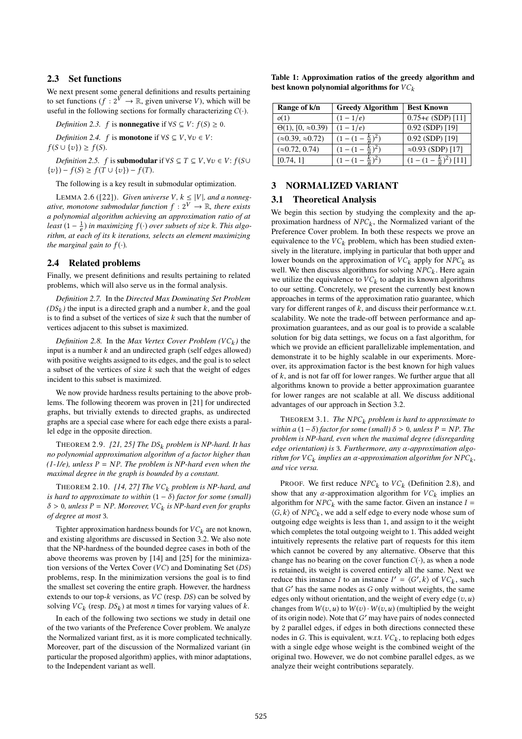## 2.3 Set functions

We next present some general definitions and results pertaining to set functions ($f : 2^V \to \mathbb{R}$, given universe $V$), which will be useful in the following sections for formally characterizing $C(\cdot)$.

*Definition 2.3.* $f$ is **nonnegative** if $\forall S \subseteq V$: $f(S) \geq 0$.

*Definition 2.4.* $f$ is **monotone** if $\forall S \subseteq V, \forall v \in V$: $f(S \cup \{v\}) \geq f(S)$.

*Definition 2.5.* $f$ is **submodular** if $\forall S \subseteq T \subseteq V, \forall v \in V$: $f(S \cup \{v\}) - f(S) \geq f(T \cup \{v\}) - f(T)$.

The following is a key result in submodular optimization.

LEMMA 2.6 ([22]). *Given universe $V$, $k \leq |V|$, and a nonnegative, monotone submodular function $f : 2^V \to \mathbb{R}$, there exists a polynomial algorithm achieving an approximation ratio of at least $(1 - \frac{1}{e})$ in maximizing $f(\cdot)$ over subsets of size $k$. This algorithm, at each of its $k$ iterations, selects an element maximizing the marginal gain to $f(\cdot)$.*

## 2.4 Related problems

Finally, we present definitions and results pertaining to related problems, which will also serve us in the formal analysis.

*Definition 2.7.* In the *Directed Max Dominating Set Problem ($DS_k$)* the input is a directed graph and a number $k$, and the goal is to find a subset of the vertices of size $k$ such that the number of vertices adjacent to this subset is maximized.

*Definition 2.8.* In the *Max Vertex Cover Problem ($VC_k$)* the input is a number $k$ and an undirected graph (self edges allowed) with positive weights assigned to its edges, and the goal is to select a subset of the vertices of size $k$ such that the weight of edges incident to this subset is maximized.

We now provide hardness results pertaining to the above problems. The following theorem was proven in [21] for undirected graphs, but trivially extends to directed graphs, as undirected graphs are a special case where for each edge there exists a parallel edge in the opposite direction.

THEOREM 2.9. *[21, 25] The $DS_k$ problem is NP-hard. It has no polynomial approximation algorithm of a factor higher than (1-1/e), unless P = NP. The problem is NP-hard even when the maximal degree in the graph is bounded by a constant.*

THEOREM 2.10. *[14, 27] The $VC_k$ problem is NP-hard, and is hard to approximate to within $(1 - \delta)$ factor for some (small) $\delta > 0$, unless P = NP. Moreover, $VC_k$ is NP-hard even for graphs of degree at most 3.*

Tighter approximation hardness bounds for $VC_k$ are not known, and existing algorithms are discussed in Section 3.2. We also note that the NP-hardness of the bounded degree cases in both of the above theorems was proven by [14] and [25] for the minimization versions of the Vertex Cover ($VC$) and Dominating Set ($DS$) problems, resp. In the minimization versions the goal is to find the smallest set covering the entire graph. However, the hardness extends to our top-$k$ versions, as $VC$ (resp. $DS$) can be solved by solving $VC_k$ (resp. $DS_k$) at most $n$ times for varying values of $k$.

In each of the following two sections we study in detail one of the two variants of the Preference Cover problem. We analyze the Normalized variant first, as it is more complicated technically. Moreover, part of the discussion of the Normalized variant (in particular the proposed algorithm) applies, with minor adaptations, to the Independent variant as well.

**Table 1: Approximation ratios of the greedy algorithm and best known polynomial algorithms for $VC_k$**

| Range of k/n | Greedy Algorithm | Best Known |
|---|---|---|
| $o(1)$ | $(1 - 1/e)$ | 0.75+$\epsilon$ (SDP) [11] |
| $\Theta(1)$, $[0, \approx 0.39)$ | $(1 - 1/e)$ | 0.92 (SDP) [19] |
| $(\approx 0.39, \approx 0.72)$ | $(1 - (1 - \frac{k}{n})^2)$ | 0.92 (SDP) [19] |
| $(\approx 0.72, 0.74)$ | $(1 - (1 - \frac{k}{n})^2)$ | $\approx$0.93 (SDP) [17] |
| $[0.74, 1]$ | $(1 - (1 - \frac{k}{n})^2)$ | $(1 - (1 - \frac{k}{n})^2)$ [11] |

# 3 NORMALIZED VARIANT

## 3.1 Theoretical Analysis

We begin this section by studying the complexity and the approximation hardness of $NPC_k$, the Normalized variant of the Preference Cover problem. In both these respects we prove an equivalence to the $VC_k$ problem, which has been studied extensively in the literature, implying in particular that both upper and lower bounds on the approximation of $VC_k$ apply for $NPC_k$ as well. We then discuss algorithms for solving $NPC_k$. Here again we utilize the equivalence to $VC_k$ to adapt its known algorithms to our setting. Concretely, we present the currently best known approaches in terms of the approximation ratio guarantee, which vary for different ranges of $k$, and discuss their performance w.r.t. scalability. We note the trade-off between performance and approximation guarantees, and as our goal is to provide a scalable solution for big data settings, we focus on a fast algorithm, for which we provide an efficient parallelizable implementation, and demonstrate it to be highly scalable in our experiments. Moreover, its approximation factor is the best known for high values of $k$, and is not far off for lower ranges. We further argue that all algorithms known to provide a better approximation guarantee for lower ranges are not scalable at all. We discuss additional advantages of our approach in Section 3.2.

THEOREM 3.1. *The $NPC_k$ problem is hard to approximate to within a $(1 - \delta)$ factor for some (small) $\delta > 0$, unless P = NP. The problem is NP-hard, even when the maximal degree (disregarding edge orientation) is 3. Furthermore, any $\alpha$-approximation algorithm for $VC_k$ implies an $\alpha$-approximation algorithm for $NPC_k$, and vice versa.*

PROOF. We first reduce $NPC_k$ to $VC_k$ (Definition 2.8), and show that any $\alpha$-approximation algorithm for $VC_k$ implies an algorithm for $NPC_k$ with the same factor. Given an instance $I = \langle G, k \rangle$ of $NPC_k$, we add a self edge to every node whose sum of outgoing edge weights is less than 1, and assign to it the weight which completes the total outgoing weight to 1. This added weight intuitively represents the relative part of requests for this item which cannot be covered by any alternative. Observe that this change has no bearing on the cover function $C(\cdot)$, as when a node is retained, its weight is covered entirely all the same. Next we reduce this instance $I$ to an instance $I' = \langle G', k \rangle$ of $VC_k$, such that $G'$ has the same nodes as $G$ only without weights, the same edges only without orientation, and the weight of every edge $(v, u)$ changes from $W(v, u)$ to $W(v) \cdot W(v, u)$ (multiplied by the weight of its origin node). Note that $G'$ may have pairs of nodes connected by 2 parallel edges, if edges in both directions connected these nodes in $G$. This is equivalent, w.r.t. $VC_k$, to replacing both edges with a single edge whose weight is the combined weight of the original two. However, we do not combine parallel edges, as we analyze their weight contributions separately.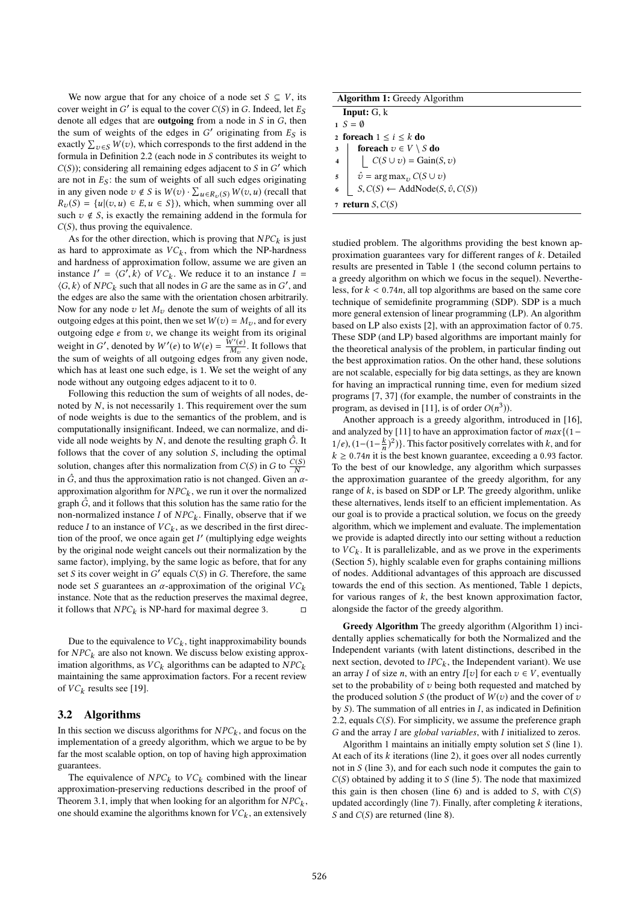We now argue that for any choice of a node set $S \subseteq V$, its cover weight in $G'$ is equal to the cover $C(S)$ in $G$. Indeed, let $E_S$ denote all edges that are **outgoing** from a node in $S$ in $G$, then the sum of weights of the edges in $G'$ originating from $E_S$ is exactly $\sum_{v \in S} W(v)$, which corresponds to the first addend in the formula in Definition 2.2 (each node in $S$ contributes its weight to $C(S)$); considering all remaining edges adjacent to $S$ in $G'$ which are not in $E_S$: the sum of weights of all such edges originating in any given node $v \notin S$ is $W(v) \cdot \sum_{u \in R_v(S)} W(v, u)$ (recall that $R_v(S) = \{u | (v, u) \in E, u \in S\}$), which, when summing over all such $v \notin S$, is exactly the remaining addend in the formula for $C(S)$, thus proving the equivalence.

As for the other direction, which is proving that $NPC_k$ is just as hard to approximate as $VC_k$, from which the NP-hardness and hardness of approximation follow, assume we are given an instance $I' = \langle G', k \rangle$ of $VC_k$. We reduce it to an instance $I = \langle G, k \rangle$ of $NPC_k$ such that all nodes in $G$ are the same as in $G'$, and the edges are also the same with the orientation chosen arbitrarily. Now for any node $v$ let $M_v$ denote the sum of weights of all its outgoing edges at this point, then we set $W(v) = M_v$, and for every outgoing edge $e$ from $v$, we change its weight from its original weight in $G'$, denoted by $W'(e)$ to $W(e) = \frac{W'(e)}{M_v}$. It follows that the sum of weights of all outgoing edges from any given node, which has at least one such edge, is 1. We set the weight of any node without any outgoing edges adjacent to it to 0.

Following this reduction the sum of weights of all nodes, denoted by $N$, is not necessarily 1. This requirement over the sum of node weights is due to the semantics of the problem, and is computationally insignificant. Indeed, we can normalize, and divide all node weights by $N$, and denote the resulting graph $\hat{G}$. It follows that the cover of any solution $S$, including the optimal solution, changes after this normalization from $C(S)$ in $G$ to $\frac{C(S)}{N}$ in $\hat{G}$, and thus the approximation ratio is not changed. Given an $\alpha$-approximation algorithm for $NPC_k$, we run it over the normalized graph $\hat{G}$, and it follows that this solution has the same ratio for the non-normalized instance $I$ of $NPC_k$. Finally, observe that if we reduce $I$ to an instance of $VC_k$, as we described in the first direction of the proof, we once again get $I'$ (multiplying edge weights by the original node weight cancels out their normalization by the same factor), implying, by the same logic as before, that for any set $S$ its cover weight in $G'$ equals $C(S)$ in $G$. Therefore, the same node set $S$ guarantees an $\alpha$-approximation of the original $VC_k$ instance. Note that as the reduction preserves the maximal degree, it follows that $NPC_k$ is NP-hard for maximal degree 3. ◻

Due to the equivalence to $VC_k$, tight inapproximability bounds for $NPC_k$ are also not known. We discuss below existing approximation algorithms, as $VC_k$ algorithms can be adapted to $NPC_k$ maintaining the same approximation factors. For a recent review of $VC_k$ results see [19].

## 3.2 Algorithms

In this section we discuss algorithms for $NPC_k$, and focus on the implementation of a greedy algorithm, which we argue to be by far the most scalable option, on top of having high approximation guarantees.

The equivalence of $NPC_k$ to $VC_k$ combined with the linear approximation-preserving reductions described in the proof of Theorem 3.1, imply that when looking for an algorithm for $NPC_k$, one should examine the algorithms known for $VC_k$, an extensively

**Algorithm 1:** Greedy Algorithm

```
  Input: G, k
1 S = ∅
2 foreach 1 ≤ i ≤ k do
3   foreach v ∈ V \ S do
4     C(S ∪ v) = Gain(S, v)
5   v̂ = arg max_v C(S ∪ v)
6   S, C(S) ← AddNode(S, v̂, C(S))
7 return S, C(S)
```

studied problem. The algorithms providing the best known approximation guarantees vary for different ranges of $k$. Detailed results are presented in Table 1 (the second column pertains to a greedy algorithm on which we focus in the sequel). Nevertheless, for $k < 0.74n$, all top algorithms are based on the same core technique of semidefinite programming (SDP). SDP is a much more general extension of linear programming (LP). An algorithm based on LP also exists [2], with an approximation factor of 0.75. These SDP (and LP) based algorithms are important mainly for the theoretical analysis of the problem, in particular finding out the best approximation ratios. On the other hand, these solutions are not scalable, especially for big data settings, as they are known for having an impractical running time, even for medium sized programs [7, 37] (for example, the number of constraints in the program, as devised in [11], is of order $O(n^3)$).

Another approach is a greedy algorithm, introduced in [16], and analyzed by [11] to have an approximation factor of $max\{(1 - 1/e), (1-(1-\frac{k}{n})^2)\}$. This factor positively correlates with $k$, and for $k \geq 0.74n$ it is the best known guarantee, exceeding a 0.93 factor. To the best of our knowledge, any algorithm which surpasses the approximation guarantee of the greedy algorithm, for any range of $k$, is based on SDP or LP. The greedy algorithm, unlike these alternatives, lends itself to an efficient implementation. As our goal is to provide a practical solution, we focus on the greedy algorithm, which we implement and evaluate. The implementation we provide is adapted directly into our setting without a reduction to $VC_k$. It is parallelizable, and as we prove in the experiments (Section 5), highly scalable even for graphs containing millions of nodes. Additional advantages of this approach are discussed towards the end of this section. As mentioned, Table 1 depicts, for various ranges of $k$, the best known approximation factor, alongside the factor of the greedy algorithm.

**Greedy Algorithm** The greedy algorithm (Algorithm 1) incidentally applies schematically for both the Normalized and the Independent variants (with latent distinctions, described in the next section, devoted to $IPC_k$, the Independent variant). We use an array $I$ of size $n$, with an entry $I[v]$ for each $v \in V$, eventually set to the probability of $v$ being both requested and matched by the produced solution $S$ (the product of $W(v)$ and the cover of $v$ by $S$). The summation of all entries in $I$, as indicated in Definition 2.2, equals $C(S)$. For simplicity, we assume the preference graph $G$ and the array $I$ are *global variables*, with $I$ initialized to zeros.

Algorithm 1 maintains an initially empty solution set $S$ (line 1). At each of its $k$ iterations (line 2), it goes over all nodes currently not in $S$ (line 3), and for each such node it computes the gain to $C(S)$ obtained by adding it to $S$ (line 5). The node that maximized this gain is then chosen (line 6) and is added to $S$, with $C(S)$ updated accordingly (line 7). Finally, after completing $k$ iterations, $S$ and $C(S)$ are returned (line 8).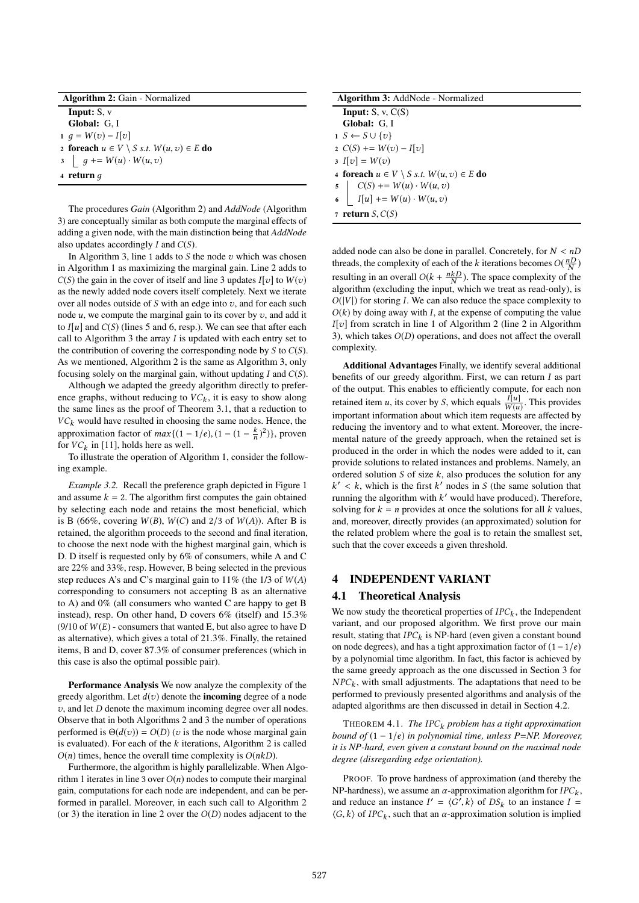**Algorithm 2:** Gain - Normalized

```
Input: S, v
Global: G, I
1 g = W(v) − I[v]
2 foreach u ∈ V \ S s.t. W(u, v) ∈ E do
3     g += W(u) · W(u, v)
4 return g
```

The procedures *Gain* (Algorithm 2) and *AddNode* (Algorithm 3) are conceptually similar as both compute the marginal effects of adding a given node, with the main distinction being that *AddNode* also updates accordingly $I$ and $C(S)$.

In Algorithm 3, line 1 adds to $S$ the node $v$ which was chosen in Algorithm 1 as maximizing the marginal gain. Line 2 adds to $C(S)$ the gain in the cover of itself and line 3 updates $I[v]$ to $W(v)$ as the newly added node covers itself completely. Next we iterate over all nodes outside of $S$ with an edge into $v$, and for each such node $u$, we compute the marginal gain to its cover by $v$, and add it to $I[u]$ and $C(S)$ (lines 5 and 6, resp.). We can see that after each call to Algorithm 3 the array $I$ is updated with each entry set to the contribution of covering the corresponding node by $S$ to $C(S)$. As we mentioned, Algorithm 2 is the same as Algorithm 3, only focusing solely on the marginal gain, without updating $I$ and $C(S)$.

Although we adapted the greedy algorithm directly to preference graphs, without reducing to $VC_k$, it is easy to show along the same lines as the proof of Theorem 3.1, that a reduction to $VC_k$ would have resulted in choosing the same nodes. Hence, the approximation factor of $max\{(1-1/e),(1-(1-\frac{k}{n})^2)\}$, proven for $VC_k$ in [11], holds here as well.

To illustrate the operation of Algorithm 1, consider the following example.

*Example 3.2.* Recall the preference graph depicted in Figure 1 and assume $k = 2$. The algorithm first computes the gain obtained by selecting each node and retains the most beneficial, which is B (66%, covering $W(B)$, $W(C)$ and 2/3 of $W(A)$). After B is retained, the algorithm proceeds to the second and final iteration, to choose the next node with the highest marginal gain, which is D. D itself is requested only by 6% of consumers, while A and C are 22% and 33%, resp. However, B being selected in the previous step reduces A's and C's marginal gain to 11% (the 1/3 of $W(A)$ corresponding to consumers not accepting B as an alternative to A) and 0% (all consumers who wanted C are happy to get B instead), resp. On other hand, D covers 6% (itself) and 15.3% (9/10 of $W(E)$ - consumers that wanted E, but also agree to have D as alternative), which gives a total of 21.3%. Finally, the retained items, B and D, cover 87.3% of consumer preferences (which in this case is also the optimal possible pair).

**Performance Analysis** We now analyze the complexity of the greedy algorithm. Let $d(v)$ denote the **incoming** degree of a node $v$, and let $D$ denote the maximum incoming degree over all nodes. Observe that in both Algorithms 2 and 3 the number of operations performed is $\Theta(d(v)) = O(D)$ ($v$ is the node whose marginal gain is evaluated). For each of the $k$ iterations, Algorithm 2 is called $O(n)$ times, hence the overall time complexity is $O(nkD)$.

Furthermore, the algorithm is highly parallelizable. When Algorithm 1 iterates in line 3 over $O(n)$ nodes to compute their marginal gain, computations for each node are independent, and can be performed in parallel. Moreover, in each such call to Algorithm 2 (or 3) the iteration in line 2 over the $O(D)$ nodes adjacent to the added node can also be done in parallel. Concretely, for $N < nD$ threads, the complexity of each of the $k$ iterations becomes $O(\frac{nD}{N})$ resulting in an overall $O(k + \frac{nkD}{N})$. The space complexity of the algorithm (excluding the input, which we treat as read-only), is $O(|V|)$ for storing $I$. We can also reduce the space complexity to $O(k)$ by doing away with $I$, at the expense of computing the value $I[v]$ from scratch in line 1 of Algorithm 2 (line 2 in Algorithm 3), which takes $O(D)$ operations, and does not affect the overall complexity.

**Algorithm 3:** AddNode - Normalized

```
Input: S, v, C(S)
Global: G, I
1 S ← S ∪ {v}
2 C(S) += W(v) − I[v]
3 I[v] = W(v)
4 foreach u ∈ V \ S s.t. W(u, v) ∈ E do
5     C(S) += W(u) · W(u, v)
6     I[u] += W(u) · W(u, v)
7 return S, C(S)
```

**Additional Advantages** Finally, we identify several additional benefits of our greedy algorithm. First, we can return $I$ as part of the output. This enables to efficiently compute, for each non retained item $u$, its cover by $S$, which equals $\frac{I[u]}{W(u)}$. This provides important information about which item requests are affected by reducing the inventory and to what extent. Moreover, the incremental nature of the greedy approach, when the retained set is produced in the order in which the nodes were added to it, can provide solutions to related instances and problems. Namely, an ordered solution $S$ of size $k$, also produces the solution for any $k' < k$, which is the first $k'$ nodes in $S$ (the same solution that running the algorithm with $k'$ would have produced). Therefore, solving for $k = n$ provides at once the solutions for all $k$ values, and, moreover, directly provides (an approximated) solution for the related problem where the goal is to retain the smallest set, such that the cover exceeds a given threshold.

## 4 INDEPENDENT VARIANT

### 4.1 Theoretical Analysis

We now study the theoretical properties of $IPC_k$, the Independent variant, and our proposed algorithm. We first prove our main result, stating that $IPC_k$ is NP-hard (even given a constant bound on node degrees), and has a tight approximation factor of $(1-1/e)$ by a polynomial time algorithm. In fact, this factor is achieved by the same greedy approach as the one discussed in Section 3 for $NPC_k$, with small adjustments. The adaptations that need to be performed to previously presented algorithms and analysis of the adapted algorithms are then discussed in detail in Section 4.2.

THEOREM 4.1. *The $IPC_k$ problem has a tight approximation bound of $(1-1/e)$ in polynomial time, unless P=NP. Moreover, it is NP-hard, even given a constant bound on the maximal node degree (disregarding edge orientation).*

PROOF. To prove hardness of approximation (and thereby the NP-hardness), we assume an $\alpha$-approximation algorithm for $IPC_k$, and reduce an instance $I' = \langle G', k\rangle$ of $DS_k$ to an instance $I = \langle G, k\rangle$ of $IPC_k$, such that an $\alpha$-approximation solution is implied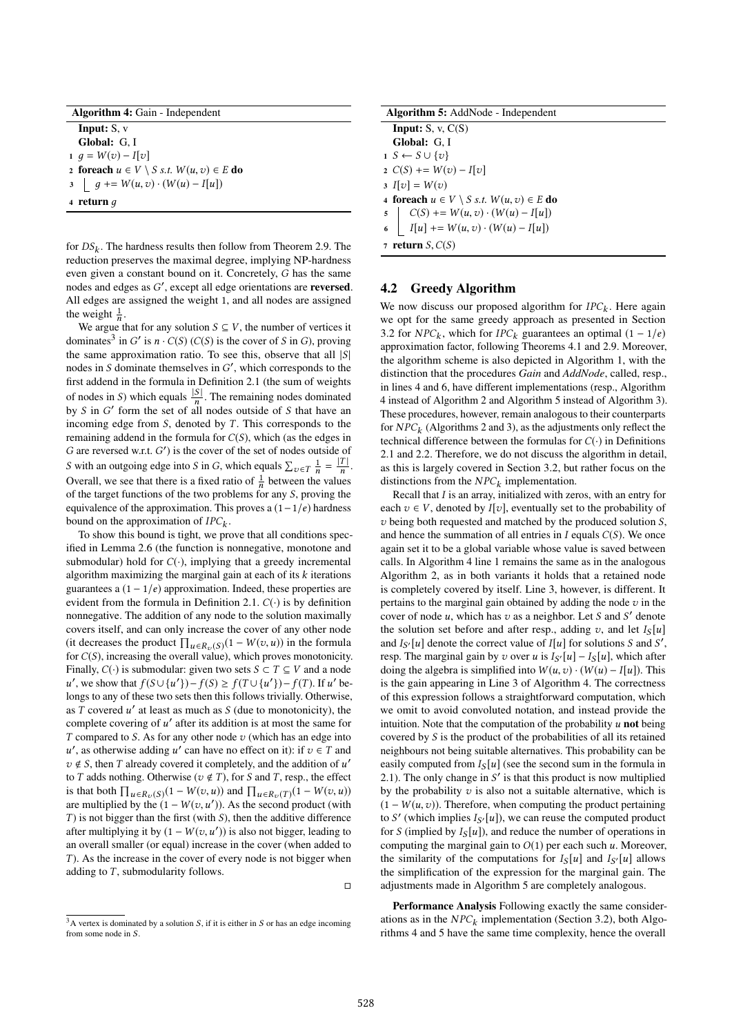**Algorithm 4:** Gain - Independent

```
Input: S, v
Global: G, I
1 g = W(v) − I[v]
2 foreach u ∈ V \ S s.t. W(u, v) ∈ E do
3     g += W(u, v) · (W(u) − I[u])
4 return g
```

for $DS_k$. The hardness results then follow from Theorem 2.9. The reduction preserves the maximal degree, implying NP-hardness even given a constant bound on it. Concretely, $G$ has the same nodes and edges as $G'$, except all edge orientations are **reversed**. All edges are assigned the weight 1, and all nodes are assigned the weight $\frac{1}{n}$.

We argue that for any solution $S \subseteq V$, the number of vertices it dominates[3] in $G'$ is $n \cdot C(S)$ ($C(S)$ is the cover of $S$ in $G$), proving the same approximation ratio. To see this, observe that all $|S|$ nodes in $S$ dominate themselves in $G'$, which corresponds to the first addend in the formula in Definition 2.1 (the sum of weights of nodes in $S$) which equals $\frac{|S|}{n}$. The remaining nodes dominated by $S$ in $G'$ form the set of all nodes outside of $S$ that have an incoming edge from $S$, denoted by $T$. This corresponds to the remaining addend in the formula for $C(S)$, which (as the edges in $G$ are reversed w.r.t. $G'$) is the cover of the set of nodes outside of $S$ with an outgoing edge into $S$ in $G$, which equals $\sum_{v \in T} \frac{1}{n} = \frac{|T|}{n}$. Overall, we see that there is a fixed ratio of $\frac{1}{n}$ between the values of the target functions of the two problems for any $S$, proving the equivalence of the approximation. This proves a $(1-1/e)$ hardness bound on the approximation of $IPC_k$.

To show this bound is tight, we prove that all conditions specified in Lemma 2.6 (the function is nonnegative, monotone and submodular) hold for $C(\cdot)$, implying that a greedy incremental algorithm maximizing the marginal gain at each of its $k$ iterations guarantees a $(1 - 1/e)$ approximation. Indeed, these properties are evident from the formula in Definition 2.1. $C(\cdot)$ is by definition nonnegative. The addition of any node to the solution maximally covers itself, and can only increase the cover of any other node (it decreases the product $\prod_{u \in R_v(S)}(1 - W(v, u))$ in the formula for $C(S)$, increasing the overall value), which proves monotonicity. Finally, $C(\cdot)$ is submodular: given two sets $S \subset T \subseteq V$ and a node $u'$, we show that $f(S \cup \{u'\}) - f(S) \geq f(T \cup \{u'\}) - f(T)$. If $u'$ belongs to any of these two sets then this follows trivially. Otherwise, as $T$ covered $u'$ at least as much as $S$ (due to monotonicity), the complete covering of $u'$ after its addition is at most the same for $T$ compared to $S$. As for any other node $v$ (which has an edge into $u'$, as otherwise adding $u'$ can have no effect on it): if $v \in T$ and $v \notin S$, then $T$ already covered it completely, and the addition of $u'$ to $T$ adds nothing. Otherwise ($v \notin T$), for $S$ and $T$, resp., the effect is that both $\prod_{u \in R_v(S)}(1 - W(v, u))$ and $\prod_{u \in R_v(T)}(1 - W(v, u))$ are multiplied by the $(1 - W(v, u'))$. As the second product (with $T$) is not bigger than the first (with $S$), then the additive difference after multiplying it by $(1 - W(v, u'))$ is also not bigger, leading to an overall smaller (or equal) increase in the cover (when added to $T$). As the increase in the cover of every node is not bigger when adding to $T$, submodularity follows. ◻

[3] A vertex is dominated by a solution $S$, if it is either in $S$ or has an edge incoming from some node in $S$.

**Algorithm 5:** AddNode - Independent

```
Input: S, v, C(S)
Global: G, I
1 S ← S ∪ {v}
2 C(S) += W(v) − I[v]
3 I[v] = W(v)
4 foreach u ∈ V \ S s.t. W(u, v) ∈ E do
5     C(S) += W(u, v) · (W(u) − I[u])
6     I[u] += W(u, v) · (W(u) − I[u])
7 return S, C(S)
```

## 4.2 Greedy Algorithm

We now discuss our proposed algorithm for $IPC_k$. Here again we opt for the same greedy approach as presented in Section 3.2 for $NPC_k$, which for $IPC_k$ guarantees an optimal $(1 - 1/e)$ approximation factor, following Theorems 4.1 and 2.9. Moreover, the algorithm scheme is also depicted in Algorithm 1, with the distinction that the procedures *Gain* and *AddNode*, called, resp., in lines 4 and 6, have different implementations (resp., Algorithm 4 instead of Algorithm 2 and Algorithm 5 instead of Algorithm 3). These procedures, however, remain analogous to their counterparts for $NPC_k$ (Algorithms 2 and 3), as the adjustments only reflect the technical difference between the formulas for $C(\cdot)$ in Definitions 2.1 and 2.2. Therefore, we do not discuss the algorithm in detail, as this is largely covered in Section 3.2, but rather focus on the distinctions from the $NPC_k$ implementation.

Recall that $I$ is an array, initialized with zeros, with an entry for each $v \in V$, denoted by $I[v]$, eventually set to the probability of $v$ being both requested and matched by the produced solution $S$, and hence the summation of all entries in $I$ equals $C(S)$. We once again set it to be a global variable whose value is saved between calls. In Algorithm 4 line 1 remains the same as in the analogous Algorithm 2, as in both variants it holds that a retained node is completely covered by itself. Line 3, however, is different. It pertains to the marginal gain obtained by adding the node $v$ in the cover of node $u$, which has $v$ as a neighbor. Let $S$ and $S'$ denote the solution set before and after resp., adding $v$, and let $I_S[u]$ and $I_{S'}[u]$ denote the correct value of $I[u]$ for solutions $S$ and $S'$, resp. The marginal gain by $v$ over $u$ is $I_{S'}[u] - I_S[u]$, which after doing the algebra is simplified into $W(u, v) \cdot (W(u) - I[u])$. This is the gain appearing in Line 3 of Algorithm 4. The correctness of this expression follows a straightforward computation, which we omit to avoid convoluted notation, and instead provide the intuition. Note that the computation of the probability $u$ **not** being covered by $S$ is the product of the probabilities of all its retained neighbours not being suitable alternatives. This probability can be easily computed from $I_S[u]$ (see the second sum in the formula in 2.1). The only change in $S'$ is that this product is now multiplied by the probability $v$ is also not a suitable alternative, which is $(1 - W(u, v))$. Therefore, when computing the product pertaining to $S'$ (which implies $I_{S'}[u]$), we can reuse the computed product for $S$ (implied by $I_S[u]$), and reduce the number of operations in computing the marginal gain to $O(1)$ per each such $u$. Moreover, the similarity of the computations for $I_S[u]$ and $I_{S'}[u]$ allows the simplification of the expression for the marginal gain. The adjustments made in Algorithm 5 are completely analogous.

**Performance Analysis** Following exactly the same considerations as in the $NPC_k$ implementation (Section 3.2), both Algorithms 4 and 5 have the same time complexity, hence the overall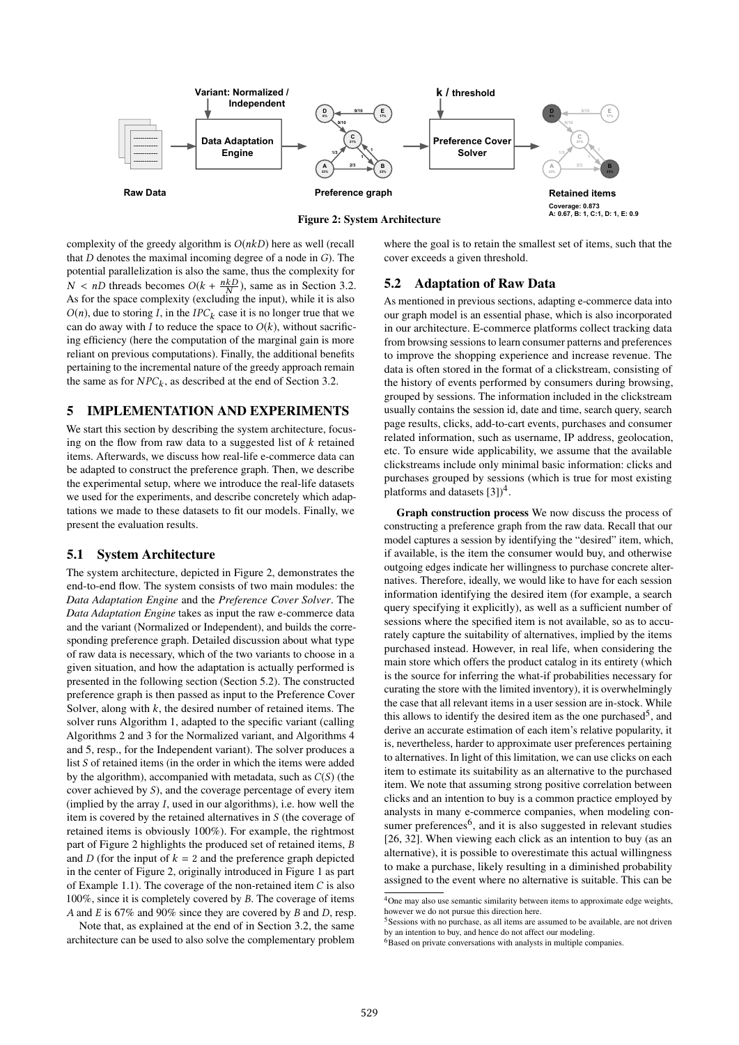Figure 2: System Architecture

complexity of the greedy algorithm is $O(nkD)$ here as well (recall that $D$ denotes the maximal incoming degree of a node in $G$). The potential parallelization is also the same, thus the complexity for $N < nD$ threads becomes $O(k + \frac{nkD}{N})$, same as in Section 3.2. As for the space complexity (excluding the input), while it is also $O(n)$, due to storing $I$, in the $IPC_k$ case it is no longer true that we can do away with $I$ to reduce the space to $O(k)$, without sacrificing efficiency (here the computation of the marginal gain is more reliant on previous computations). Finally, the additional benefits pertaining to the incremental nature of the greedy approach remain the same as for $NPC_k$, as described at the end of Section 3.2.

## 5 IMPLEMENTATION AND EXPERIMENTS

We start this section by describing the system architecture, focusing on the flow from raw data to a suggested list of $k$ retained items. Afterwards, we discuss how real-life e-commerce data can be adapted to construct the preference graph. Then, we describe the experimental setup, where we introduce the real-life datasets we used for the experiments, and describe concretely which adaptations we made to these datasets to fit our models. Finally, we present the evaluation results.

### 5.1 System Architecture

The system architecture, depicted in Figure 2, demonstrates the end-to-end flow. The system consists of two main modules: the *Data Adaptation Engine* and the *Preference Cover Solver*. The *Data Adaptation Engine* takes as input the raw e-commerce data and the variant (Normalized or Independent), and builds the corresponding preference graph. Detailed discussion about what type of raw data is necessary, which of the two variants to choose in a given situation, and how the adaptation is actually performed is presented in the following section (Section 5.2). The constructed preference graph is then passed as input to the Preference Cover Solver, along with $k$, the desired number of retained items. The solver runs Algorithm 1, adapted to the specific variant (calling Algorithms 2 and 3 for the Normalized variant, and Algorithms 4 and 5, resp., for the Independent variant). The solver produces a list $S$ of retained items (in the order in which the items were added by the algorithm), accompanied with metadata, such as $C(S)$ (the cover achieved by $S$), and the coverage percentage of every item (implied by the array $I$, used in our algorithms), i.e. how well the item is covered by the retained alternatives in $S$ (the coverage of retained items is obviously 100%). For example, the rightmost part of Figure 2 highlights the produced set of retained items, $B$ and $D$ (for the input of $k = 2$ and the preference graph depicted in the center of Figure 2, originally introduced in Figure 1 as part of Example 1.1). The coverage of the non-retained item $C$ is also 100%, since it is completely covered by $B$. The coverage of items $A$ and $E$ is 67% and 90% since they are covered by $B$ and $D$, resp.

Note that, as explained at the end of in Section 3.2, the same architecture can be used to also solve the complementary problem where the goal is to retain the smallest set of items, such that the cover exceeds a given threshold.

### 5.2 Adaptation of Raw Data

As mentioned in previous sections, adapting e-commerce data into our graph model is an essential phase, which is also incorporated in our architecture. E-commerce platforms collect tracking data from browsing sessions to learn consumer patterns and preferences to improve the shopping experience and increase revenue. The data is often stored in the format of a clickstream, consisting of the history of events performed by consumers during browsing, grouped by sessions. The information included in the clickstream usually contains the session id, date and time, search query, search page results, clicks, add-to-cart events, purchases and consumer related information, such as username, IP address, geolocation, etc. To ensure wide applicability, we assume that the available clickstreams include only minimal basic information: clicks and purchases grouped by sessions (which is true for most existing platforms and datasets [3])[4].

**Graph construction process** We now discuss the process of constructing a preference graph from the raw data. Recall that our model captures a session by identifying the "desired" item, which, if available, is the item the consumer would buy, and otherwise outgoing edges indicate her willingness to purchase concrete alternatives. Therefore, ideally, we would like to have for each session information identifying the desired item (for example, a search query specifying it explicitly), as well as a sufficient number of sessions where the specified item is not available, so as to accurately capture the suitability of alternatives, implied by the items purchased instead. However, in real life, when considering the main store which offers the product catalog in its entirety (which is the source for inferring the what-if probabilities necessary for curating the store with the limited inventory), it is overwhelmingly the case that all relevant items in a user session are in-stock. While this allows to identify the desired item as the one purchased[5], and derive an accurate estimation of each item's relative popularity, it is, nevertheless, harder to approximate user preferences pertaining to alternatives. In light of this limitation, we can use clicks on each item to estimate its suitability as an alternative to the purchased item. We note that assuming strong positive correlation between clicks and an intention to buy is a common practice employed by analysts in many e-commerce companies, when modeling consumer preferences[6], and it is also suggested in relevant studies [26, 32]. When viewing each click as an intention to buy (as an alternative), it is possible to overestimate this actual willingness to make a purchase, likely resulting in a diminished probability assigned to the event where no alternative is suitable. This can be

[4]One may also use semantic similarity between items to approximate edge weights, however we do not pursue this direction here.

[5]Sessions with no purchase, as all items are assumed to be available, are not driven by an intention to buy, and hence do not affect our modeling.

[6]Based on private conversations with analysts in multiple companies.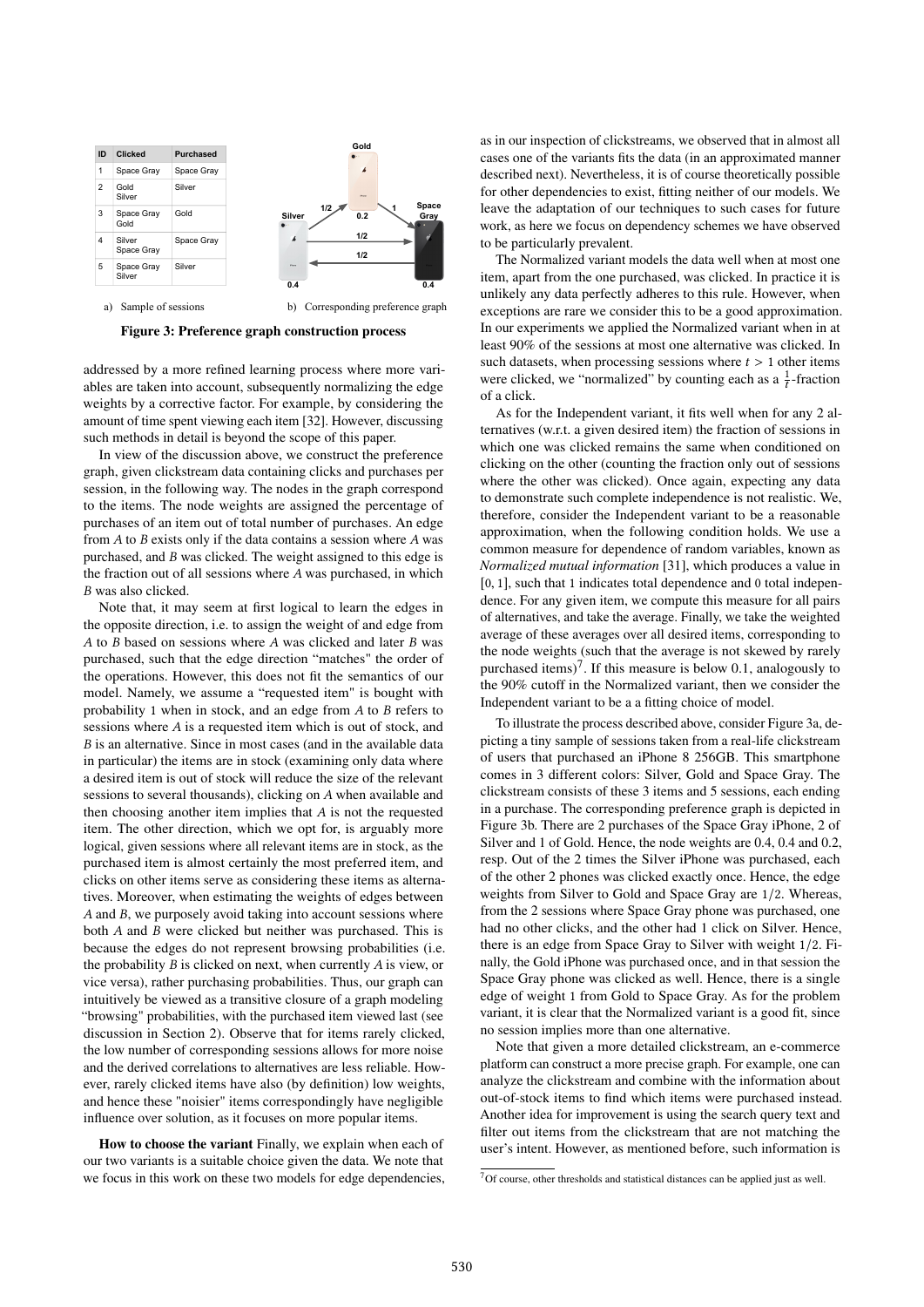| ID | Clicked | Purchased |
| --- | --- | --- |
| 1 | Space Gray | Space Gray |
| 2 | Gold Silver | Silver |
| 3 | Space Gray Gold | Gold |
| 4 | Silver Space Gray | Space Gray |
| 5 | Space Gray Silver | Silver |

a) Sample of sessions

b) Corresponding preference graph

**Figure 3: Preference graph construction process**

addressed by a more refined learning process where more variables are taken into account, subsequently normalizing the edge weights by a corrective factor. For example, by considering the amount of time spent viewing each item [32]. However, discussing such methods in detail is beyond the scope of this paper.

In view of the discussion above, we construct the preference graph, given clickstream data containing clicks and purchases per session, in the following way. The nodes in the graph correspond to the items. The node weights are assigned the percentage of purchases of an item out of total number of purchases. An edge from $A$ to $B$ exists only if the data contains a session where $A$ was purchased, and $B$ was clicked. The weight assigned to this edge is the fraction out of all sessions where $A$ was purchased, in which $B$ was also clicked.

Note that, it may seem at first logical to learn the edges in the opposite direction, i.e. to assign the weight of and edge from $A$ to $B$ based on sessions where $A$ was clicked and later $B$ was purchased, such that the edge direction "matches" the order of the operations. However, this does not fit the semantics of our model. Namely, we assume a "requested item" is bought with probability 1 when in stock, and an edge from $A$ to $B$ refers to sessions where $A$ is a requested item which is out of stock, and $B$ is an alternative. Since in most cases (and in the available data in particular) the items are in stock (examining only data where a desired item is out of stock will reduce the size of the relevant sessions to several thousands), clicking on $A$ when available and then choosing another item implies that $A$ is not the requested item. The other direction, which we opt for, is arguably more logical, given sessions where all relevant items are in stock, as the purchased item is almost certainly the most preferred item, and clicks on other items serve as considering these items as alternatives. Moreover, when estimating the weights of edges between $A$ and $B$, we purposely avoid taking into account sessions where both $A$ and $B$ were clicked but neither was purchased. This is because the edges do not represent browsing probabilities (i.e. the probability $B$ is clicked on next, when currently $A$ is view, or vice versa), rather purchasing probabilities. Thus, our graph can intuitively be viewed as a transitive closure of a graph modeling "browsing" probabilities, with the purchased item viewed last (see discussion in Section 2). Observe that for items rarely clicked, the low number of corresponding sessions allows for more noise and the derived correlations to alternatives are less reliable. However, rarely clicked items have also (by definition) low weights, and hence these "noisier" items correspondingly have negligible influence over solution, as it focuses on more popular items.

**How to choose the variant** Finally, we explain when each of our two variants is a suitable choice given the data. We note that we focus in this work on these two models for edge dependencies, as in our inspection of clickstreams, we observed that in almost all cases one of the variants fits the data (in an approximated manner described next). Nevertheless, it is of course theoretically possible for other dependencies to exist, fitting neither of our models. We leave the adaptation of our techniques to such cases for future work, as here we focus on dependency schemes we have observed to be particularly prevalent.

The Normalized variant models the data well when at most one item, apart from the one purchased, was clicked. In practice it is unlikely any data perfectly adheres to this rule. However, when exceptions are rare we consider this to be a good approximation. In our experiments we applied the Normalized variant when in at least 90% of the sessions at most one alternative was clicked. In such datasets, when processing sessions where $t > 1$ other items were clicked, we "normalized" by counting each as a $\frac{1}{t}$-fraction of a click.

As for the Independent variant, it fits well when for any 2 alternatives (w.r.t. a given desired item) the fraction of sessions in which one was clicked remains the same when conditioned on clicking on the other (counting the fraction only out of sessions where the other was clicked). Once again, expecting any data to demonstrate such complete independence is not realistic. We, therefore, consider the Independent variant to be a reasonable approximation, when the following condition holds. We use a common measure for dependence of random variables, known as *Normalized mutual information* [31], which produces a value in $[0, 1]$, such that 1 indicates total dependence and 0 total independence. For any given item, we compute this measure for all pairs of alternatives, and take the average. Finally, we take the weighted average of these averages over all desired items, corresponding to the node weights (such that the average is not skewed by rarely purchased items)[7]. If this measure is below 0.1, analogously to the 90% cutoff in the Normalized variant, then we consider the Independent variant to be a a fitting choice of model.

To illustrate the process described above, consider Figure 3a, depicting a tiny sample of sessions taken from a real-life clickstream of users that purchased an iPhone 8 256GB. This smartphone comes in 3 different colors: Silver, Gold and Space Gray. The clickstream consists of these 3 items and 5 sessions, each ending in a purchase. The corresponding preference graph is depicted in Figure 3b. There are 2 purchases of the Space Gray iPhone, 2 of Silver and 1 of Gold. Hence, the node weights are 0.4, 0.4 and 0.2, resp. Out of the 2 times the Silver iPhone was purchased, each of the other 2 phones was clicked exactly once. Hence, the edge weights from Silver to Gold and Space Gray are $1/2$. Whereas, from the 2 sessions where Space Gray phone was purchased, one had no other clicks, and the other had 1 click on Silver. Hence, there is an edge from Space Gray to Silver with weight $1/2$. Finally, the Gold iPhone was purchased once, and in that session the Space Gray phone was clicked as well. Hence, there is a single edge of weight 1 from Gold to Space Gray. As for the problem variant, it is clear that the Normalized variant is a good fit, since no session implies more than one alternative.

Note that given a more detailed clickstream, an e-commerce platform can construct a more precise graph. For example, one can analyze the clickstream and combine with the information about out-of-stock items to find which items were purchased instead. Another idea for improvement is using the search query text and filter out items from the clickstream that are not matching the user's intent. However, as mentioned before, such information is

[7] Of course, other thresholds and statistical distances can be applied just as well.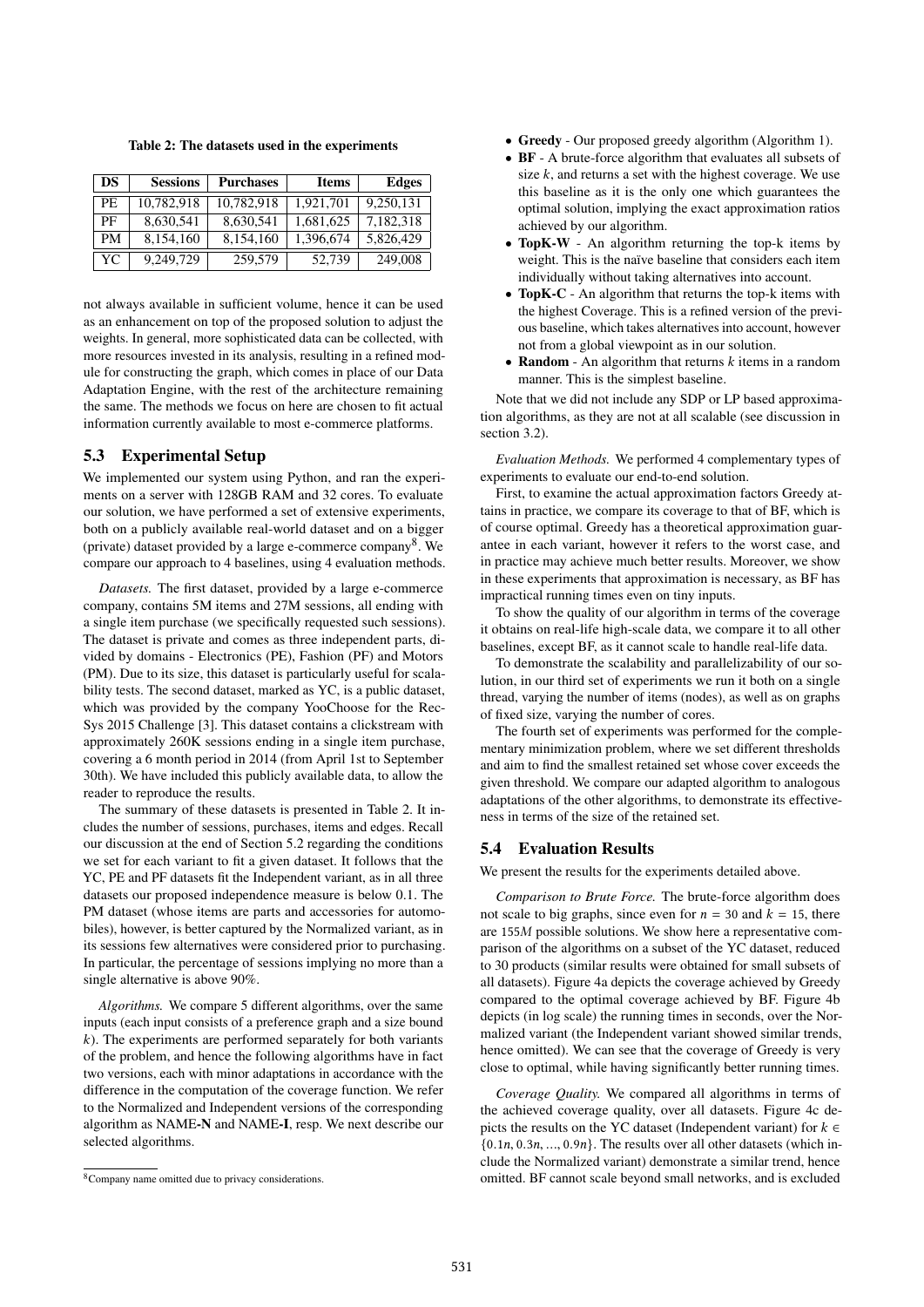Table 2: The datasets used in the experiments

| DS | Sessions | Purchases | Items | Edges |
|---|---|---|---|---|
| PE | 10,782,918 | 10,782,918 | 1,921,701 | 9,250,131 |
| PF | 8,630,541 | 8,630,541 | 1,681,625 | 7,182,318 |
| PM | 8,154,160 | 8,154,160 | 1,396,674 | 5,826,429 |
| YC | 9,249,729 | 259,579 | 52,739 | 249,008 |

not always available in sufficient volume, hence it can be used as an enhancement on top of the proposed solution to adjust the weights. In general, more sophisticated data can be collected, with more resources invested in its analysis, resulting in a refined module for constructing the graph, which comes in place of our Data Adaptation Engine, with the rest of the architecture remaining the same. The methods we focus on here are chosen to fit actual information currently available to most e-commerce platforms.

### 5.3 Experimental Setup

We implemented our system using Python, and ran the experiments on a server with 128GB RAM and 32 cores. To evaluate our solution, we have performed a set of extensive experiments, both on a publicly available real-world dataset and on a bigger (private) dataset provided by a large e-commerce company[8]. We compare our approach to 4 baselines, using 4 evaluation methods.

*Datasets.* The first dataset, provided by a large e-commerce company, contains 5M items and 27M sessions, all ending with a single item purchase (we specifically requested such sessions). The dataset is private and comes as three independent parts, divided by domains - Electronics (PE), Fashion (PF) and Motors (PM). Due to its size, this dataset is particularly useful for scalability tests. The second dataset, marked as YC, is a public dataset, which was provided by the company YooChoose for the RecSys 2015 Challenge [3]. This dataset contains a clickstream with approximately 260K sessions ending in a single item purchase, covering a 6 month period in 2014 (from April 1st to September 30th). We have included this publicly available data, to allow the reader to reproduce the results.

The summary of these datasets is presented in Table 2. It includes the number of sessions, purchases, items and edges. Recall our discussion at the end of Section 5.2 regarding the conditions we set for each variant to fit a given dataset. It follows that the YC, PE and PF datasets fit the Independent variant, as in all three datasets our proposed independence measure is below 0.1. The PM dataset (whose items are parts and accessories for automobiles), however, is better captured by the Normalized variant, as in its sessions few alternatives were considered prior to purchasing. In particular, the percentage of sessions implying no more than a single alternative is above 90%.

*Algorithms.* We compare 5 different algorithms, over the same inputs (each input consists of a preference graph and a size bound $k$). The experiments are performed separately for both variants of the problem, and hence the following algorithms have in fact two versions, each with minor adaptations in accordance with the difference in the computation of the coverage function. We refer to the Normalized and Independent versions of the corresponding algorithm as NAME-**N** and NAME-**I**, resp. We next describe our selected algorithms.

[8] Company name omitted due to privacy considerations.

- **Greedy** - Our proposed greedy algorithm (Algorithm 1).
- **BF** - A brute-force algorithm that evaluates all subsets of size $k$, and returns a set with the highest coverage. We use this baseline as it is the only one which guarantees the optimal solution, implying the exact approximation ratios achieved by our algorithm.
- **TopK-W** - An algorithm returning the top-k items by weight. This is the naïve baseline that considers each item individually without taking alternatives into account.
- **TopK-C** - An algorithm that returns the top-k items with the highest Coverage. This is a refined version of the previous baseline, which takes alternatives into account, however not from a global viewpoint as in our solution.
- **Random** - An algorithm that returns $k$ items in a random manner. This is the simplest baseline.

Note that we did not include any SDP or LP based approximation algorithms, as they are not at all scalable (see discussion in section 3.2).

*Evaluation Methods.* We performed 4 complementary types of experiments to evaluate our end-to-end solution.

First, to examine the actual approximation factors Greedy attains in practice, we compare its coverage to that of BF, which is of course optimal. Greedy has a theoretical approximation guarantee in each variant, however it refers to the worst case, and in practice may achieve much better results. Moreover, we show in these experiments that approximation is necessary, as BF has impractical running times even on tiny inputs.

To show the quality of our algorithm in terms of the coverage it obtains on real-life high-scale data, we compare it to all other baselines, except BF, as it cannot scale to handle real-life data.

To demonstrate the scalability and parallelizability of our solution, in our third set of experiments we run it both on a single thread, varying the number of items (nodes), as well as on graphs of fixed size, varying the number of cores.

The fourth set of experiments was performed for the complementary minimization problem, where we set different thresholds and aim to find the smallest retained set whose cover exceeds the given threshold. We compare our adapted algorithm to analogous adaptations of the other algorithms, to demonstrate its effectiveness in terms of the size of the retained set.

### 5.4 Evaluation Results

We present the results for the experiments detailed above.

*Comparison to Brute Force.* The brute-force algorithm does not scale to big graphs, since even for $n = 30$ and $k = 15$, there are $155M$ possible solutions. We show here a representative comparison of the algorithms on a subset of the YC dataset, reduced to 30 products (similar results were obtained for small subsets of all datasets). Figure 4a depicts the coverage achieved by Greedy compared to the optimal coverage achieved by BF. Figure 4b depicts (in log scale) the running times in seconds, over the Normalized variant (the Independent variant showed similar trends, hence omitted). We can see that the coverage of Greedy is very close to optimal, while having significantly better running times.

*Coverage Quality.* We compared all algorithms in terms of the achieved coverage quality, over all datasets. Figure 4c depicts the results on the YC dataset (Independent variant) for $k \in \{0.1n, 0.3n, ..., 0.9n\}$. The results over all other datasets (which include the Normalized variant) demonstrate a similar trend, hence omitted. BF cannot scale beyond small networks, and is excluded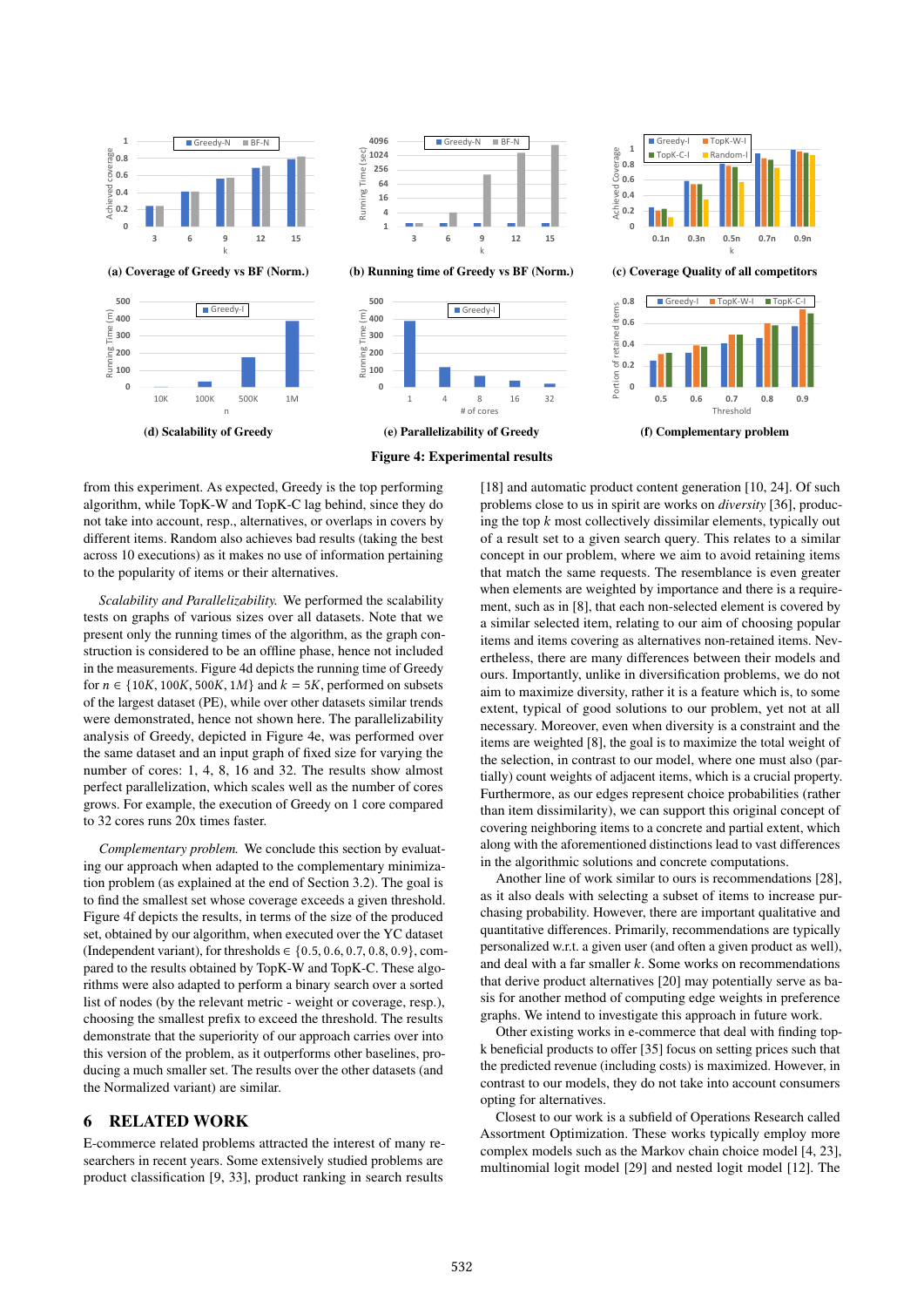(a) Coverage of Greedy vs BF (Norm.)

(b) Running time of Greedy vs BF (Norm.)

(c) Coverage Quality of all competitors

(d) Scalability of Greedy

(e) Parallelizability of Greedy

(f) Complementary problem

**Figure 4: Experimental results**

from this experiment. As expected, Greedy is the top performing algorithm, while TopK-W and TopK-C lag behind, since they do not take into account, resp., alternatives, or overlaps in covers by different items. Random also achieves bad results (taking the best across 10 executions) as it makes no use of information pertaining to the popularity of items or their alternatives.

*Scalability and Parallelizability.* We performed the scalability tests on graphs of various sizes over all datasets. Note that we present only the running times of the algorithm, as the graph construction is considered to be an offline phase, hence not included in the measurements. Figure 4d depicts the running time of Greedy for $n \in \{10K, 100K, 500K, 1M\}$ and $k = 5K$, performed on subsets of the largest dataset (PE), while over other datasets similar trends were demonstrated, hence not shown here. The parallelizability analysis of Greedy, depicted in Figure 4e, was performed over the same dataset and an input graph of fixed size for varying the number of cores: 1, 4, 8, 16 and 32. The results show almost perfect parallelization, which scales well as the number of cores grows. For example, the execution of Greedy on 1 core compared to 32 cores runs 20x times faster.

*Complementary problem.* We conclude this section by evaluating our approach when adapted to the complementary minimization problem (as explained at the end of Section 3.2). The goal is to find the smallest set whose coverage exceeds a given threshold. Figure 4f depicts the results, in terms of the size of the produced set, obtained by our algorithm, when executed over the YC dataset (Independent variant), for thresholds $\in \{0.5, 0.6, 0.7, 0.8, 0.9\}$, compared to the results obtained by TopK-W and TopK-C. These algorithms were also adapted to perform a binary search over a sorted list of nodes (by the relevant metric - weight or coverage, resp.), choosing the smallest prefix to exceed the threshold. The results demonstrate that the superiority of our approach carries over into this version of the problem, as it outperforms other baselines, producing a much smaller set. The results over the other datasets (and the Normalized variant) are similar.

## 6 RELATED WORK

E-commerce related problems attracted the interest of many researchers in recent years. Some extensively studied problems are product classification [9, 33], product ranking in search results [18] and automatic product content generation [10, 24]. Of such problems close to us in spirit are works on *diversity* [36], producing the top $k$ most collectively dissimilar elements, typically out of a result set to a given search query. This relates to a similar concept in our problem, where we aim to avoid retaining items that match the same requests. The resemblance is even greater when elements are weighted by importance and there is a requirement, such as in [8], that each non-selected element is covered by a similar selected item, relating to our aim of choosing popular items and items covering as alternatives non-retained items. Nevertheless, there are many differences between their models and ours. Importantly, unlike in diversification problems, we do not aim to maximize diversity, rather it is a feature which is, to some extent, typical of good solutions to our problem, yet not at all necessary. Moreover, even when diversity is a constraint and the items are weighted [8], the goal is to maximize the total weight of the selection, in contrast to our model, where one must also (partially) count weights of adjacent items, which is a crucial property. Furthermore, as our edges represent choice probabilities (rather than item dissimilarity), we can support this original concept of covering neighboring items to a concrete and partial extent, which along with the aforementioned distinctions lead to vast differences in the algorithmic solutions and concrete computations.

Another line of work similar to ours is recommendations [28], as it also deals with selecting a subset of items to increase purchasing probability. However, there are important qualitative and quantitative differences. Primarily, recommendations are typically personalized w.r.t. a given user (and often a given product as well), and deal with a far smaller $k$. Some works on recommendations that derive product alternatives [20] may potentially serve as basis for another method of computing edge weights in preference graphs. We intend to investigate this approach in future work.

Other existing works in e-commerce that deal with finding top-k beneficial products to offer [35] focus on setting prices such that the predicted revenue (including costs) is maximized. However, in contrast to our models, they do not take into account consumers opting for alternatives.

Closest to our work is a subfield of Operations Research called Assortment Optimization. These works typically employ more complex models such as the Markov chain choice model [4, 23], multinomial logit model [29] and nested logit model [12]. The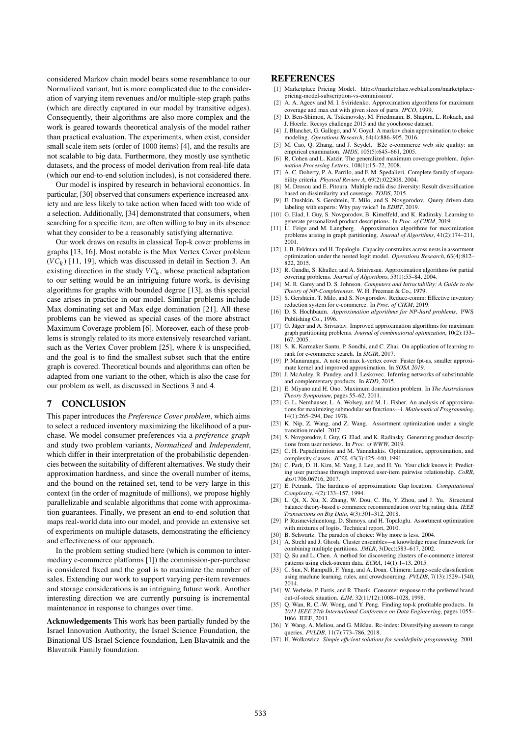considered Markov chain model bears some resemblance to our Normalized variant, but is more complicated due to the consideration of varying item revenues and/or multiple-step graph paths (which are directly captured in our model by transitive edges). Consequently, their algorithms are also more complex and the work is geared towards theoretical analysis of the model rather than practical evaluation. The experiments, when exist, consider small scale item sets (order of 1000 items) [4], and the results are not scalable to big data. Furthermore, they mostly use synthetic datasets, and the process of model derivation from real-life data (which our end-to-end solution includes), is not considered there.

Our model is inspired by research in behavioral economics. In particular, [30] observed that consumers experience increased anxiety and are less likely to take action when faced with too wide of a selection. Additionally, [34] demonstrated that consumers, when searching for a specific item, are often willing to buy in its absence what they consider to be a reasonably satisfying alternative.

Our work draws on results in classical Top-k cover problems in graphs [13, 16]. Most notable is the Max Vertex Cover problem ($VC_k$) [11, 19], which was discussed in detail in Section 3. An existing direction in the study $VC_k$, whose practical adaptation to our setting would be an intriguing future work, is devising algorithms for graphs with bounded degree [13], as this special case arises in practice in our model. Similar problems include Max dominating set and Max edge domination [21]. All these problems can be viewed as special cases of the more abstract Maximum Coverage problem [6]. Moreover, each of these problems is strongly related to its more extensively researched variant, such as the Vertex Cover problem [25], where $k$ is unspecified, and the goal is to find the smallest subset such that the entire graph is covered. Theoretical bounds and algorithms can often be adapted from one variant to the other, which is also the case for our problem as well, as discussed in Sections 3 and 4.

## 7 CONCLUSION

This paper introduces the *Preference Cover problem*, which aims to select a reduced inventory maximizing the likelihood of a purchase. We model consumer preferences via a *preference graph* and study two problem variants, *Normalized* and *Independent*, which differ in their interpretation of the probabilistic dependencies between the suitability of different alternatives. We study their approximation hardness, and since the overall number of items, and the bound on the retained set, tend to be very large in this context (in the order of magnitude of millions), we propose highly parallelizable and scalable algorithms that come with approximation guarantees. Finally, we present an end-to-end solution that maps real-world data into our model, and provide an extensive set of experiments on multiple datasets, demonstrating the efficiency and effectiveness of our approach.

In the problem setting studied here (which is common to intermediary e-commerce platforms [1]) the commission-per-purchase is considered fixed and the goal is to maximize the number of sales. Extending our work to support varying per-item revenues and storage considerations is an intriguing future work. Another interesting direction we are currently pursuing is incremental maintenance in response to changes over time.

**Acknowledgements** This work has been partially funded by the Israel Innovation Authority, the Israel Science Foundation, the Binational US-Israel Science foundation, Len Blavatnik and the Blavatnik Family foundation.

## REFERENCES

[1] Marketplace Pricing Model. https://marketplace.webkul.com/marketplace-pricing-model-subscription-vs-commission/.
[2] A. A. Ageev and M. I. Sviridenko. Approximation algorithms for maximum coverage and max cut with given sizes of parts. *IPCO*, 1999.
[3] D. Ben-Shimon, A. Tsikinovsky, M. Friedmann, B. Shapira, L. Rokach, and J. Hoerle. Recsys challenge 2015 and the yoochoose dataset.
[4] J. Blanchet, G. Gallego, and V. Goyal. A markov chain approximation to choice modeling. *Operations Research*, 64(4):886–905, 2016.
[5] M. Cao, Q. Zhang, and J. Seydel. B2c e-commerce web site quality: an empirical examination. *IMDS*, 105(5):645–661, 2005.
[6] R. Cohen and L. Katzir. The generalized maximum coverage problem. *Information Processing Letters*, 108(1):15–22, 2008.
[7] A. C. Doherty, P. A. Parrilo, and F. M. Spedalieri. Complete family of separability criteria. *Physical Review A*, 69(2):022308, 2004.
[8] M. Drosou and E. Pitoura. Multiple radii disc diversity: Result diversification based on dissimilarity and coverage. *TODS*, 2015.
[9] E. Dushkin, S. Gershtein, T. Milo, and S. Novgorodov. Query driven data labeling with experts: Why pay twice? In *EDBT*, 2019.
[10] G. Elad, I. Guy, S. Novgorodov, B. Kimelfeld, and K. Radinsky. Learning to generate personalized product descriptions. In *Proc. of CIKM*, 2019.
[11] U. Feige and M. Langberg. Approximation algorithms for maximization problems arising in graph partitioning. *Journal of Algorithms*, 41(2):174–211, 2001.
[12] J. B. Feldman and H. Topaloglu. Capacity constraints across nests in assortment optimization under the nested logit model. *Operations Research*, 63(4):812–822, 2015.
[13] R. Gandhi, S. Khuller, and A. Srinivasan. Approximation algorithms for partial covering problems. *Journal of Algorithms*, 53(1):55–84, 2004.
[14] M. R. Garey and D. S. Johnson. *Computers and Intractability: A Guide to the Theory of NP-Completeness*. W. H. Freeman & Co., 1979.
[15] S. Gershtein, T. Milo, and S. Novgorodov. Reduce-comm: Effective inventory reduction system for e-commerce. In *Proc. of CIKM*, 2019.
[16] D. S. Hochbaum. *Approximation algorithms for NP-hard problems*. PWS Publishing Co., 1996.
[17] G. Jäger and A. Srivastav. Improved approximation algorithms for maximum graph partitioning problems. *Journal of combinatorial optimization*, 10(2):133–167, 2005.
[18] S. K. Karmaker Santu, P. Sondhi, and C. Zhai. On application of learning to rank for e-commerce search. In *SIGIR*, 2017.
[19] P. Manurangsi. A note on max k-vertex cover: Faster fpt-as, smaller approximate kernel and improved approximation. In *SOSA 2019*.
[20] J. McAuley, R. Pandey, and J. Leskovec. Inferring networks of substitutable and complementary products. In *KDD*, 2015.
[21] E. Miyano and H. Ono. Maximum domination problem. In *The Australasian Theory Symposium*, pages 55–62, 2011.
[22] G. L. Nemhauser, L. A. Wolsey, and M. L. Fisher. An analysis of approximations for maximizing submodular set functions—i. *Mathematical Programming*, 14(1):265–294, Dec 1978.
[23] K. Nip, Z. Wang, and Z. Wang. Assortment optimization under a single transition model. 2017.
[24] S. Novgorodov, I. Guy, G. Elad, and K. Radinsky. Generating product descriptions from user reviews. In *Proc. of WWW*, 2019.
[25] C. H. Papadimitriou and M. Yannakakis. Optimization, approximation, and complexity classes. *JCSS*, 43(3):425–440, 1991.
[26] C. Park, D. H. Kim, M. Yang, J. Lee, and H. Yu. Your click knows it: Predicting user purchase through improved user-item pairwise relationship. *CoRR*, abs/1706.06716, 2017.
[27] E. Petrank. The hardness of approximation: Gap location. *Computational Complexity*, 4(2):133–157, 1994.
[28] L. Qi, X. Xu, X. Zhang, W. Dou, C. Hu, Y. Zhou, and J. Yu. Structural balance theory-based e-commerce recommendation over big rating data. *IEEE Transactions on Big Data*, 4(3):301–312, 2018.
[29] P. Rusmevichientong, D. Shmoys, and H. Topaloglu. Assortment optimization with mixtures of logits. Technical report, 2010.
[30] B. Schwartz. The paradox of choice: Why more is less. 2004.
[31] A. Strehl and J. Ghosh. Cluster ensembles—a knowledge reuse framework for combining multiple partitions. *JMLR*, 3(Dec):583–617, 2002.
[32] Q. Su and L. Chen. A method for discovering clusters of e-commerce interest patterns using click-stream data. *ECRA*, 14(1):1–13, 2015.
[33] C. Sun, N. Rampalli, F. Yang, and A. Doan. Chimera: Large-scale classification using machine learning, rules, and crowdsourcing. *PVLDB*, 7(13):1529–1540, 2014.
[34] W. Verbeke, P. Farris, and R. Thurik. Consumer response to the preferred brand out-of-stock situation. *EJM*, 32(11/12):1008–1028, 1998.
[35] Q. Wan, R. C.-W. Wong, and Y. Peng. Finding top-k profitable products. In *2011 IEEE 27th International Conference on Data Engineering*, pages 1055–1066. IEEE, 2011.
[36] Y. Wang, A. Meliou, and G. Miklau. Rc-index: Diversifying answers to range queries. *PVLDB*, 11(7):773–786, 2018.
[37] H. Wolkowicz. *Simple efficient solutions for semidefinite programming*. 2001.